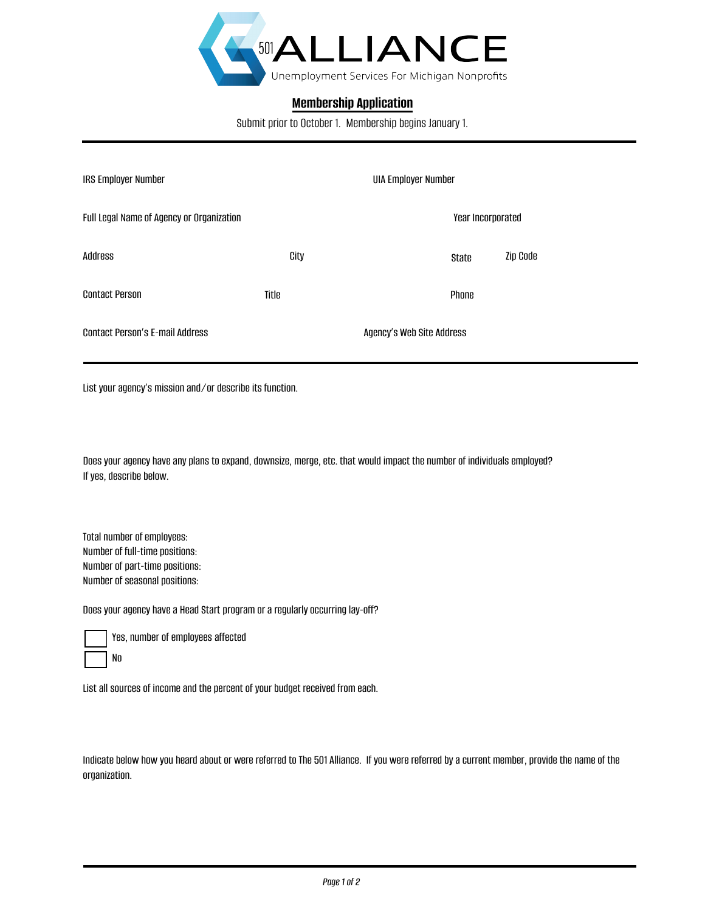# 501 ALLIANCE

Unemployment Services For Michigan Nonprofits

## Membership Application

Submit prior to October 1. Membership begins January 1.

---

IRS Employer Number

UIA Employer Number

Full Legal Name of Agency or Organization

Year Incorporated

Address

City

State

Zip Code

Contact Person

Title

Phone

Contact Person's E-mail Address

Agency's Web Site Address

---

List your agency's mission and/or describe its function.

Does your agency have any plans to expand, downsize, merge, etc. that would impact the number of individuals employed? If yes, describe below.

Total number of employees:
Number of full-time positions:
Number of part-time positions:
Number of seasonal positions:

Does your agency have a Head Start program or a regularly occurring lay-off?

- ☐ Yes, number of employees affected
- ☐ No

List all sources of income and the percent of your budget received from each.

Indicate below how you heard about or were referred to The 501 Alliance. If you were referred by a current member, provide the name of the organization.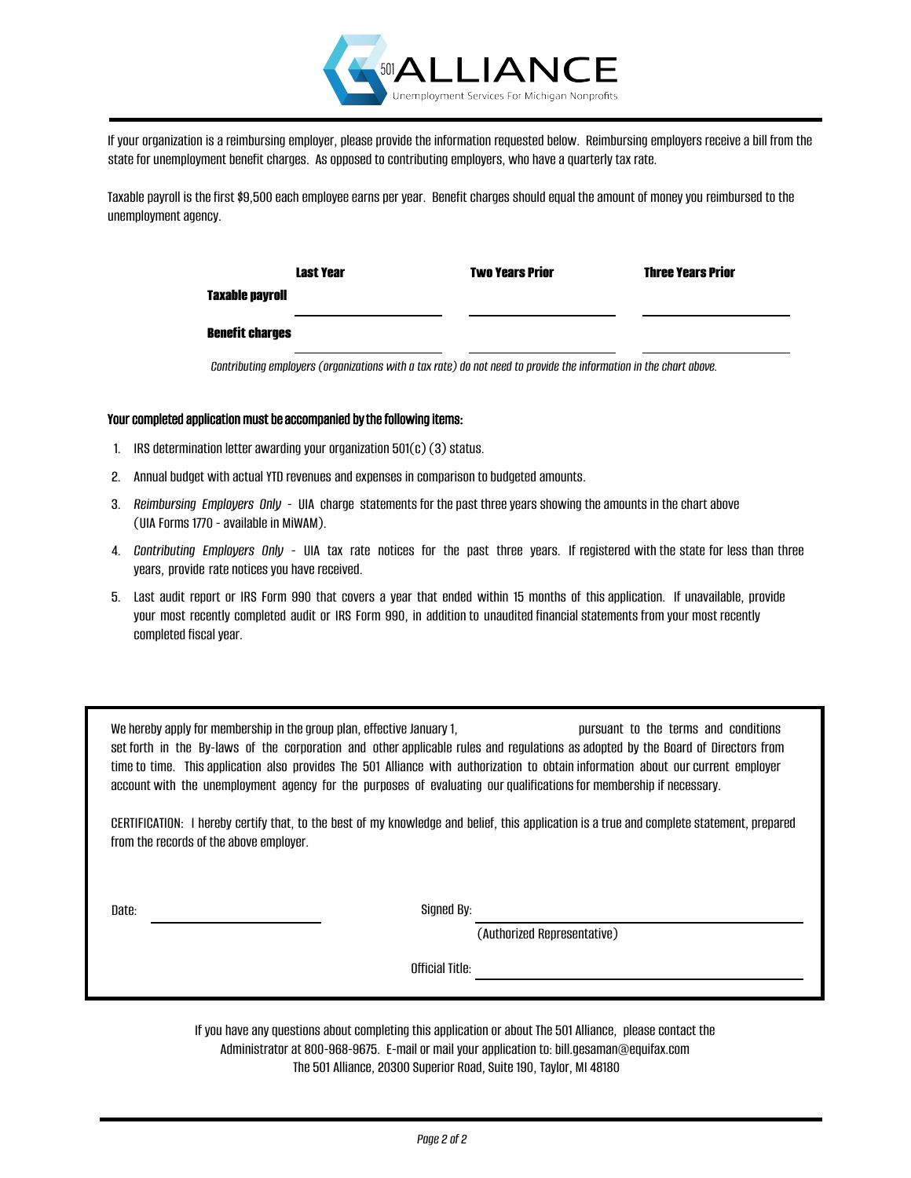501 ALLIANCE
Unemployment Services For Michigan Nonprofits

If your organization is a reimbursing employer, please provide the information requested below. Reimbursing employers receive a bill from the state for unemployment benefit charges. As opposed to contributing employers, who have a quarterly tax rate.

Taxable payroll is the first $9,500 each employee earns per year. Benefit charges should equal the amount of money you reimbursed to the unemployment agency.

| | **Last Year** | **Two Years Prior** | **Three Years Prior** |
|---|---|---|---|
| **Taxable payroll** | | | |
| **Benefit charges** | | | |

*Contributing employers (organizations with a tax rate) do not need to provide the information in the chart above.*

**Your completed application must be accompanied by the following items:**

1. IRS determination letter awarding your organization 501(c) (3) status.
2. Annual budget with actual YTD revenues and expenses in comparison to budgeted amounts.
3. *Reimbursing Employers Only* - UIA charge statements for the past three years showing the amounts in the chart above (UIA Forms 1770 - available in MiWAM).
4. *Contributing Employers Only* - UIA tax rate notices for the past three years. If registered with the state for less than three years, provide rate notices you have received.
5. Last audit report or IRS Form 990 that covers a year that ended within 15 months of this application. If unavailable, provide your most recently completed audit or IRS Form 990, in addition to unaudited financial statements from your most recently completed fiscal year.

We hereby apply for membership in the group plan, effective January 1, ____________ pursuant to the terms and conditions set forth in the By-laws of the corporation and other applicable rules and regulations as adopted by the Board of Directors from time to time. This application also provides The 501 Alliance with authorization to obtain information about our current employer account with the unemployment agency for the purposes of evaluating our qualifications for membership if necessary.

CERTIFICATION: I hereby certify that, to the best of my knowledge and belief, this application is a true and complete statement, prepared from the records of the above employer.

Date: ____________________ Signed By: ______________________________
(Authorized Representative)

Official Title: ______________________________

If you have any questions about completing this application or about The 501 Alliance, please contact the Administrator at 800-968-9675. E-mail or mail your application to: bill.gesaman@equifax.com
The 501 Alliance, 20300 Superior Road, Suite 190, Taylor, MI 48180